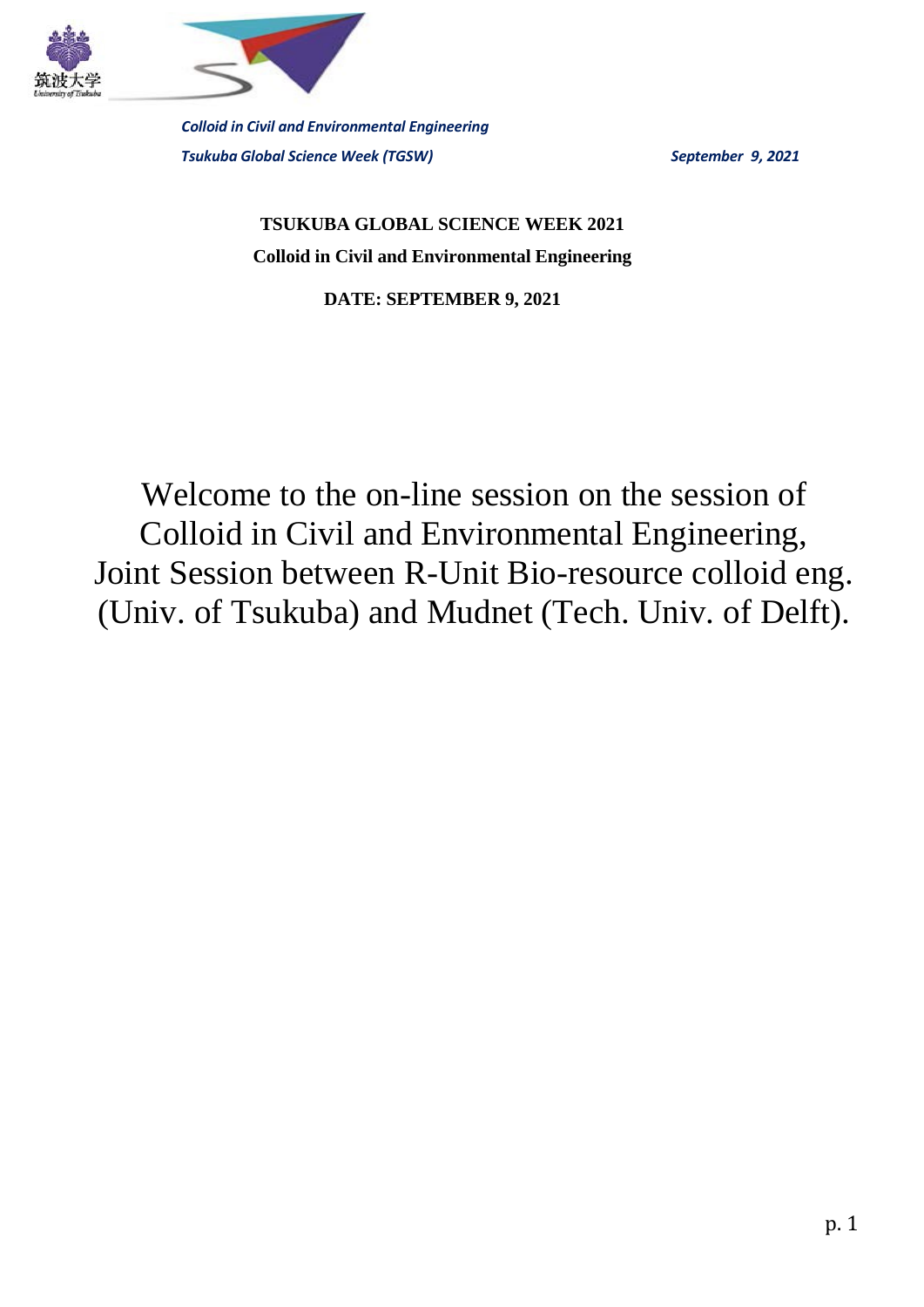# TSUKUBA GLOBAL SCIENCE WEEK 2021

## Colloid in Civil and Environmental Engineering

**DATE: SEPTEMBER 9, 2021**

Welcome to the on-line session on the session of Colloid in Civil and Environmental Engineering, Joint Session between R-Unit Bio-resource colloid eng. (Univ. of Tsukuba) and Mudnet (Tech. Univ. of Delft).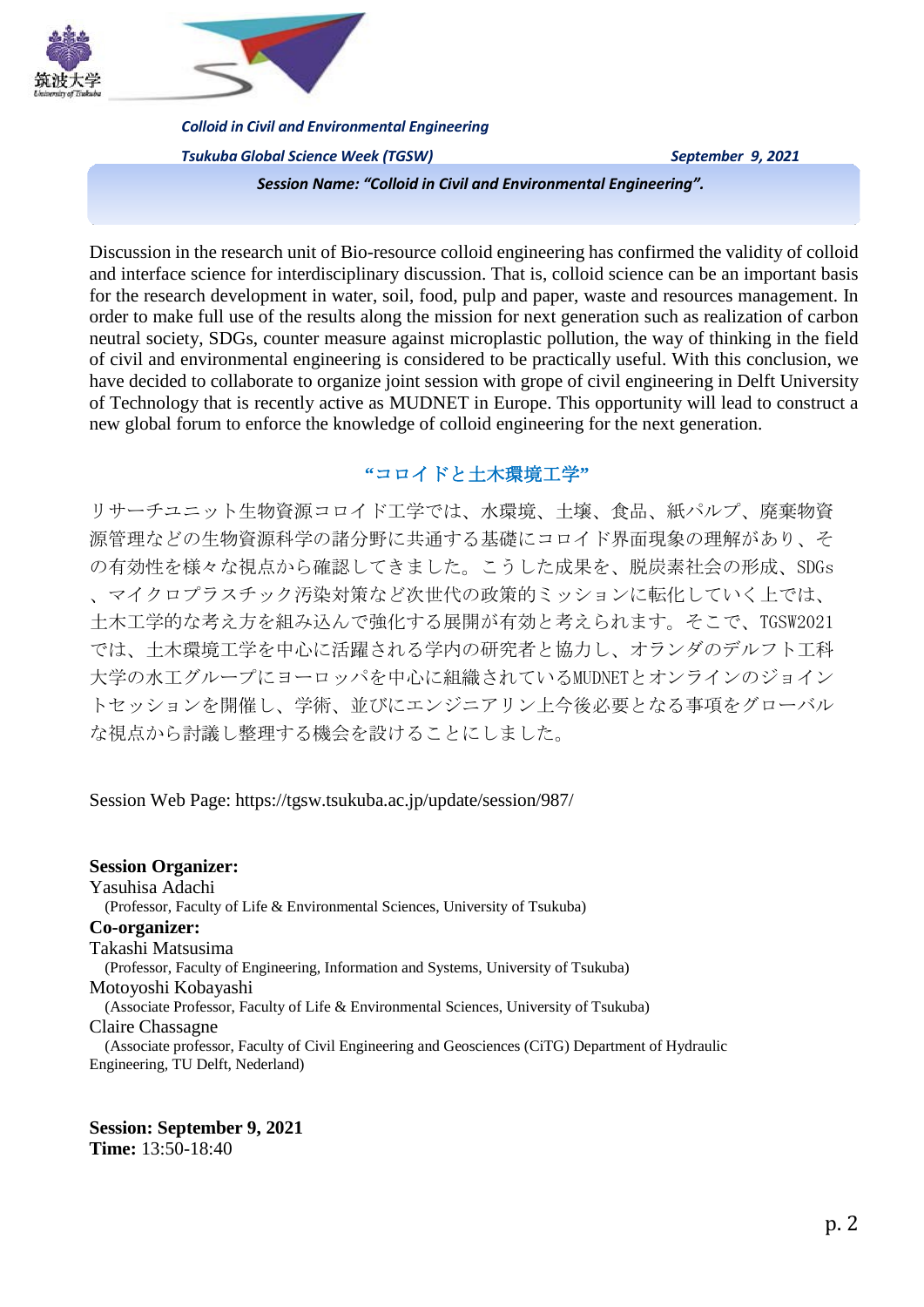***Colloid in Civil and Environmental Engineering***

***Tsukuba Global Science Week (TGSW)*** ***September 9, 2021***

***Session Name: "Colloid in Civil and Environmental Engineering".***

Discussion in the research unit of Bio-resource colloid engineering has confirmed the validity of colloid and interface science for interdisciplinary discussion. That is, colloid science can be an important basis for the research development in water, soil, food, pulp and paper, waste and resources management. In order to make full use of the results along the mission for next generation such as realization of carbon neutral society, SDGs, counter measure against microplastic pollution, the way of thinking in the field of civil and environmental engineering is considered to be practically useful. With this conclusion, we have decided to collaborate to organize joint session with grope of civil engineering in Delft University of Technology that is recently active as MUDNET in Europe. This opportunity will lead to construct a new global forum to enforce the knowledge of colloid engineering for the next generation.

## "コロイドと土木環境工学"

リサーチユニット生物資源コロイド工学では、水環境、土壌、食品、紙パルプ、廃棄物資源管理などの生物資源科学の諸分野に共通する基礎にコロイド界面現象の理解があり、その有効性を様々な視点から確認してきました。こうした成果を、脱炭素社会の形成、SDGs、マイクロプラスチック汚染対策など次世代の政策的ミッションに転化していく上では、土木工学的な考え方を組み込んで強化する展開が有効と考えられます。そこで、TGSW2021では、土木環境工学を中心に活躍される学内の研究者と協力し、オランダのデルフト工科大学の水工グループにヨーロッパを中心に組織されているMUDNETとオンラインのジョイントセッションを開催し、学術、並びにエンジニアリン上今後必要となる事項をグローバルな視点から討議し整理する機会を設けることにしました。

Session Web Page: https://tgsw.tsukuba.ac.jp/update/session/987/

**Session Organizer:**
Yasuhisa Adachi
(Professor, Faculty of Life & Environmental Sciences, University of Tsukuba)

**Co-organizer:**
Takashi Matsusima
(Professor, Faculty of Engineering, Information and Systems, University of Tsukuba)
Motoyoshi Kobayashi
(Associate Professor, Faculty of Life & Environmental Sciences, University of Tsukuba)
Claire Chassagne
(Associate professor, Faculty of Civil Engineering and Geosciences (CiTG) Department of Hydraulic Engineering, TU Delft, Nederland)

**Session: September 9, 2021**
**Time:** 13:50-18:40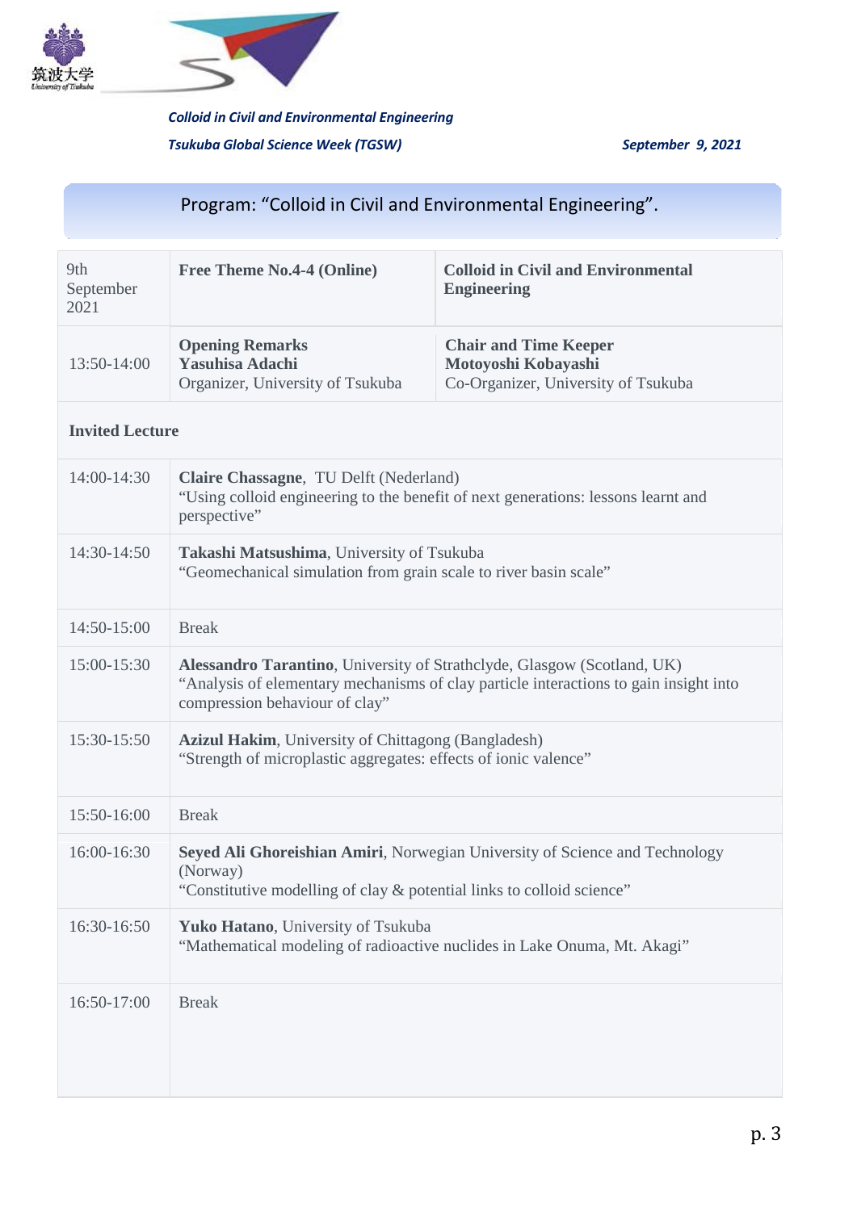*Colloid in Civil and Environmental Engineering*

*Tsukuba Global Science Week (TGSW)* *September 9, 2021*

## Program: "Colloid in Civil and Environmental Engineering".

| 9th September 2021 | **Free Theme No.4-4 (Online)** | **Colloid in Civil and Environmental Engineering** |
|---|---|---|
| 13:50-14:00 | **Opening Remarks**<br>**Yasuhisa Adachi**<br>Organizer, University of Tsukuba | **Chair and Time Keeper**<br>**Motoyoshi Kobayashi**<br>Co-Organizer, University of Tsukuba |
| **Invited Lecture** | | |
| 14:00-14:30 | **Claire Chassagne**, TU Delft (Nederland)<br>"Using colloid engineering to the benefit of next generations: lessons learnt and perspective" | |
| 14:30-14:50 | **Takashi Matsushima**, University of Tsukuba<br>"Geomechanical simulation from grain scale to river basin scale" | |
| 14:50-15:00 | Break | |
| 15:00-15:30 | **Alessandro Tarantino**, University of Strathclyde, Glasgow (Scotland, UK)<br>"Analysis of elementary mechanisms of clay particle interactions to gain insight into compression behaviour of clay" | |
| 15:30-15:50 | **Azizul Hakim**, University of Chittagong (Bangladesh)<br>"Strength of microplastic aggregates: effects of ionic valence" | |
| 15:50-16:00 | Break | |
| 16:00-16:30 | **Seyed Ali Ghoreishian Amiri**, Norwegian University of Science and Technology (Norway)<br>"Constitutive modelling of clay & potential links to colloid science" | |
| 16:30-16:50 | **Yuko Hatano**, University of Tsukuba<br>"Mathematical modeling of radioactive nuclides in Lake Onuma, Mt. Akagi" | |
| 16:50-17:00 | Break | |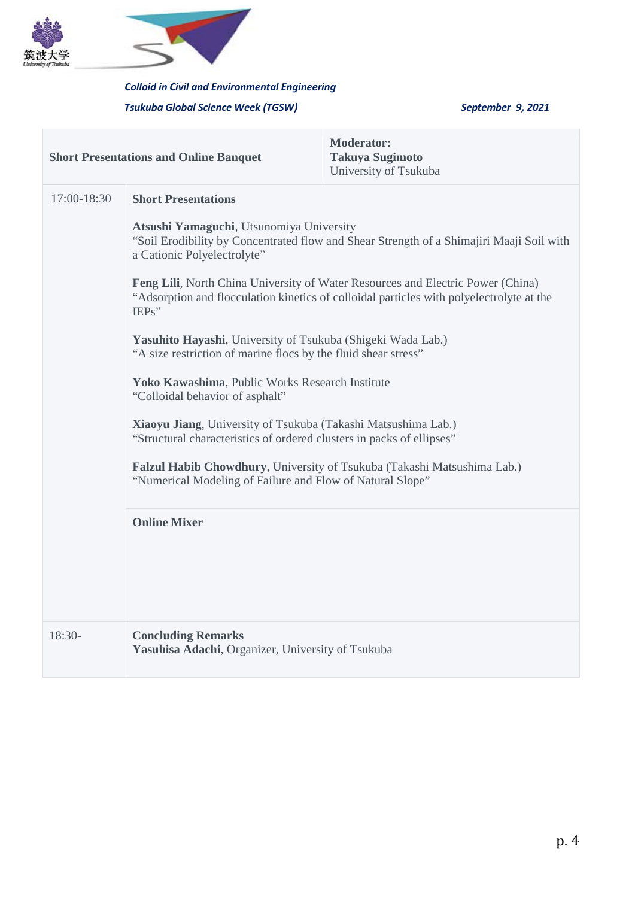*Colloid in Civil and Environmental Engineering*

*Tsukuba Global Science Week (TGSW)* *September 9, 2021*

| **Short Presentations and Online Banquet** | | **Moderator:**<br>**Takuya Sugimoto**<br>University of Tsukuba |
|---|---|---|
| 17:00-18:30 | **Short Presentations**<br><br>**Atsushi Yamaguchi**, Utsunomiya University<br>"Soil Erodibility by Concentrated flow and Shear Strength of a Shimajiri Maaji Soil with a Cationic Polyelectrolyte"<br><br>**Feng Lili**, North China University of Water Resources and Electric Power (China)<br>"Adsorption and flocculation kinetics of colloidal particles with polyelectrolyte at the IEPs"<br><br>**Yasuhito Hayashi**, University of Tsukuba (Shigeki Wada Lab.)<br>"A size restriction of marine flocs by the fluid shear stress"<br><br>**Yoko Kawashima**, Public Works Research Institute<br>"Colloidal behavior of asphalt"<br><br>**Xiaoyu Jiang**, University of Tsukuba (Takashi Matsushima Lab.)<br>"Structural characteristics of ordered clusters in packs of ellipses"<br><br>**Falzul Habib Chowdhury**, University of Tsukuba (Takashi Matsushima Lab.)<br>"Numerical Modeling of Failure and Flow of Natural Slope" | |
| | **Online Mixer** | |
| 18:30- | **Concluding Remarks**<br>**Yasuhisa Adachi**, Organizer, University of Tsukuba | |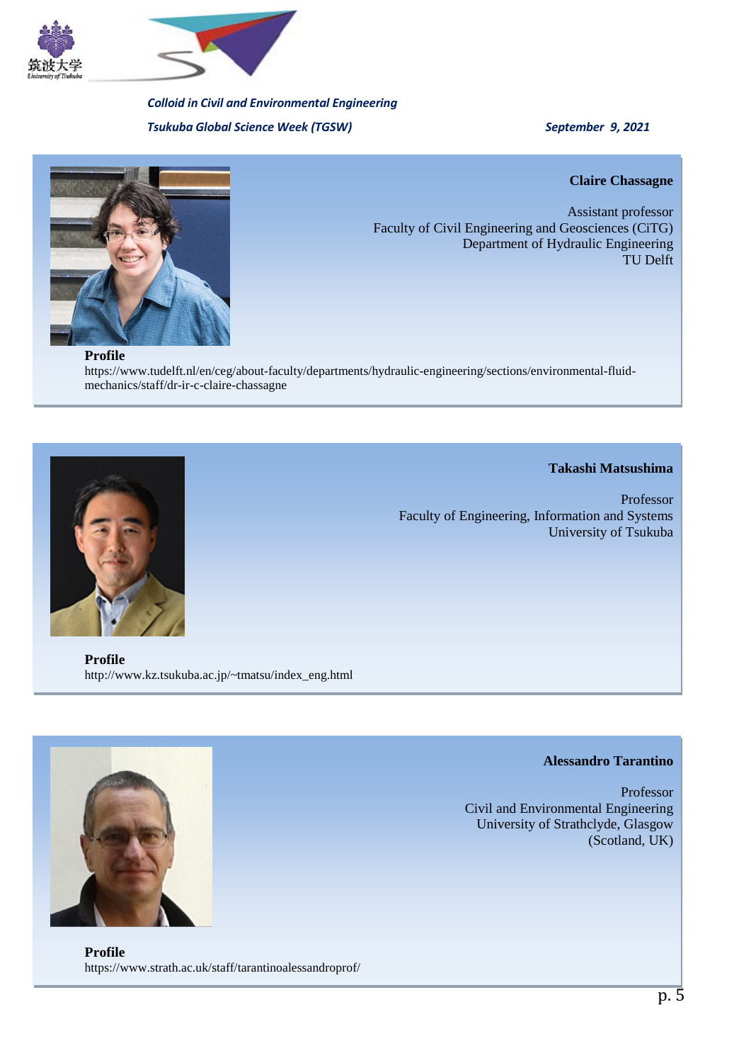### Claire Chassagne

Assistant professor
Faculty of Civil Engineering and Geosciences (CiTG)
Department of Hydraulic Engineering
TU Delft

**Profile**
https://www.tudelft.nl/en/ceg/about-faculty/departments/hydraulic-engineering/sections/environmental-fluid-mechanics/staff/dr-ir-c-claire-chassagne

### Takashi Matsushima

Professor
Faculty of Engineering, Information and Systems
University of Tsukuba

**Profile**
http://www.kz.tsukuba.ac.jp/~tmatsu/index_eng.html

### Alessandro Tarantino

Professor
Civil and Environmental Engineering
University of Strathclyde, Glasgow
(Scotland, UK)

**Profile**
https://www.strath.ac.uk/staff/tarantinoalessandroprof/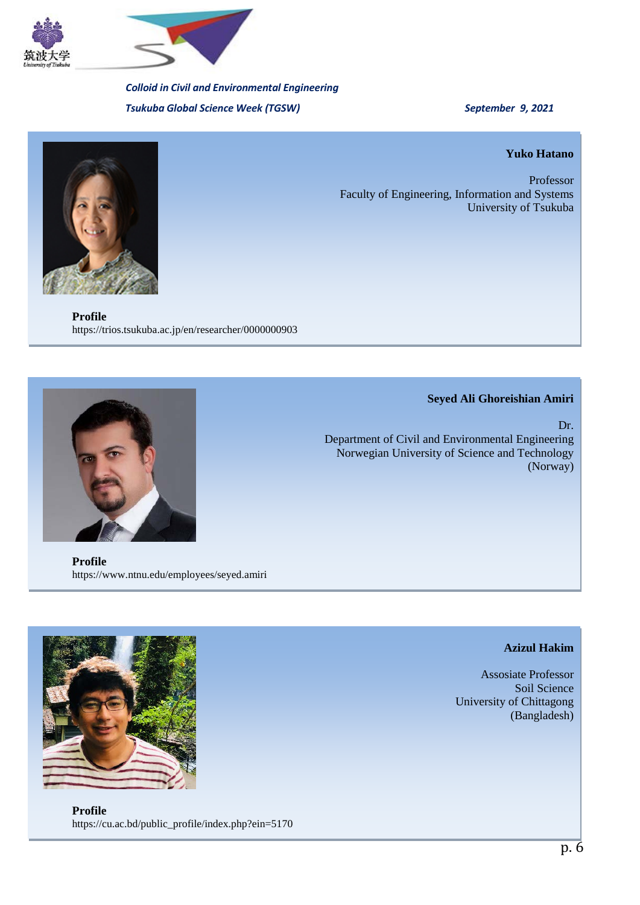**Yuko Hatano**

Professor
Faculty of Engineering, Information and Systems
University of Tsukuba

**Profile**
https://trios.tsukuba.ac.jp/en/researcher/0000000903

**Seyed Ali Ghoreishian Amiri**

Dr.
Department of Civil and Environmental Engineering
Norwegian University of Science and Technology
(Norway)

**Profile**
https://www.ntnu.edu/employees/seyed.amiri

**Azizul Hakim**

Assosiate Professor
Soil Science
University of Chittagong
(Bangladesh)

**Profile**
https://cu.ac.bd/public_profile/index.php?ein=5170